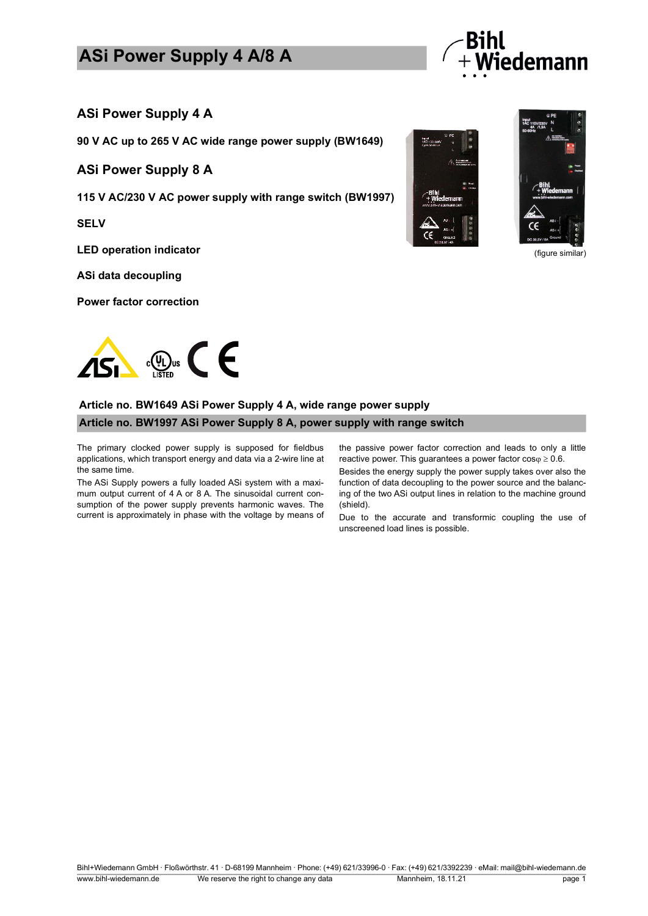# ASi Power Supply 4 A/8 A

## ASi Power Supply 4 A

**90 V AC up to 265 V AC wide range power supply (BW1649)**

## ASi Power Supply 8 A

**115 V AC/230 V AC power supply with range switch (BW1997)**

**SELV**

**LED operation indicator**

**ASi data decoupling**

**Power factor correction**

(figure similar)

**Article no. BW1649 ASi Power Supply 4 A, wide range power supply**

**Article no. BW1997 ASi Power Supply 8 A, power supply with range switch**

The primary clocked power supply is supposed for fieldbus applications, which transport energy and data via a 2-wire line at the same time.

The ASi Supply powers a fully loaded ASi system with a maximum output current of 4 A or 8 A. The sinusoidal current consumption of the power supply prevents harmonic waves. The current is approximately in phase with the voltage by means of the passive power factor correction and leads to only a little reactive power. This guarantees a power factor $\cos\varphi \geq 0.6$.

Besides the energy supply the power supply takes over also the function of data decoupling to the power source and the balancing of the two ASi output lines in relation to the machine ground (shield).

Due to the accurate and transformic coupling the use of unscreened load lines is possible.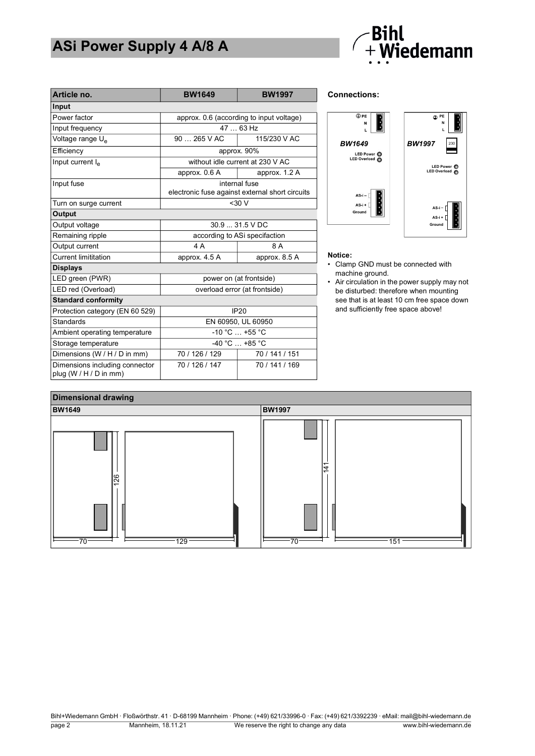# ASi Power Supply 4 A/8 A

| Article no. | BW1649 | BW1997 |
|---|---|---|
| **Input** | | |
| Power factor | approx. 0.6 (according to input voltage) | |
| Input frequency | 47 … 63 Hz | |
| Voltage range $U_e$ | 90 … 265 V AC | 115/230 V AC |
| Efficiency | approx. 90% | |
| Input current $I_e$ | without idle current at 230 V AC | |
| | approx. 0.6 A | approx. 1.2 A |
| Input fuse | internal fuse<br>electronic fuse against external short circuits | |
| Turn on surge current | <30 V | |
| **Output** | | |
| Output voltage | 30.9 ... 31.5 V DC | |
| Remaining ripple | according to ASi specifaction | |
| Output current | 4 A | 8 A |
| Current limititation | approx. 4.5 A | approx. 8.5 A |
| **Displays** | | |
| LED green (PWR) | power on (at frontside) | |
| LED red (Overload) | overload error (at frontside) | |
| **Standard conformity** | | |
| Protection category (EN 60 529) | IP20 | |
| Standards | EN 60950, UL 60950 | |
| Ambient operating temperature | -10 °C … +55 °C | |
| Storage temperature | -40 °C … +85 °C | |
| Dimensions (W / H / D in mm) | 70 / 126 / 129 | 70 / 141 / 151 |
| Dimensions including connector plug (W / H / D in mm) | 70 / 126 / 147 | 70 / 141 / 169 |

**Connections:**

BW1649: PE, N, L; LED Power; LED Overload; AS-i –, AS-i +, Ground

BW1997: PE, N, L; 230; LED Power; LED Overload; AS-i –, AS-i +, Ground

**Notice:**

- Clamp GND must be connected with machine ground.
- Air circulation in the power supply may not be disturbed: therefore when mounting see that is at least 10 cm free space down and sufficiently free space above!

## Dimensional drawing

**BW1649**

126

70

129

**BW1997**

141

70

151